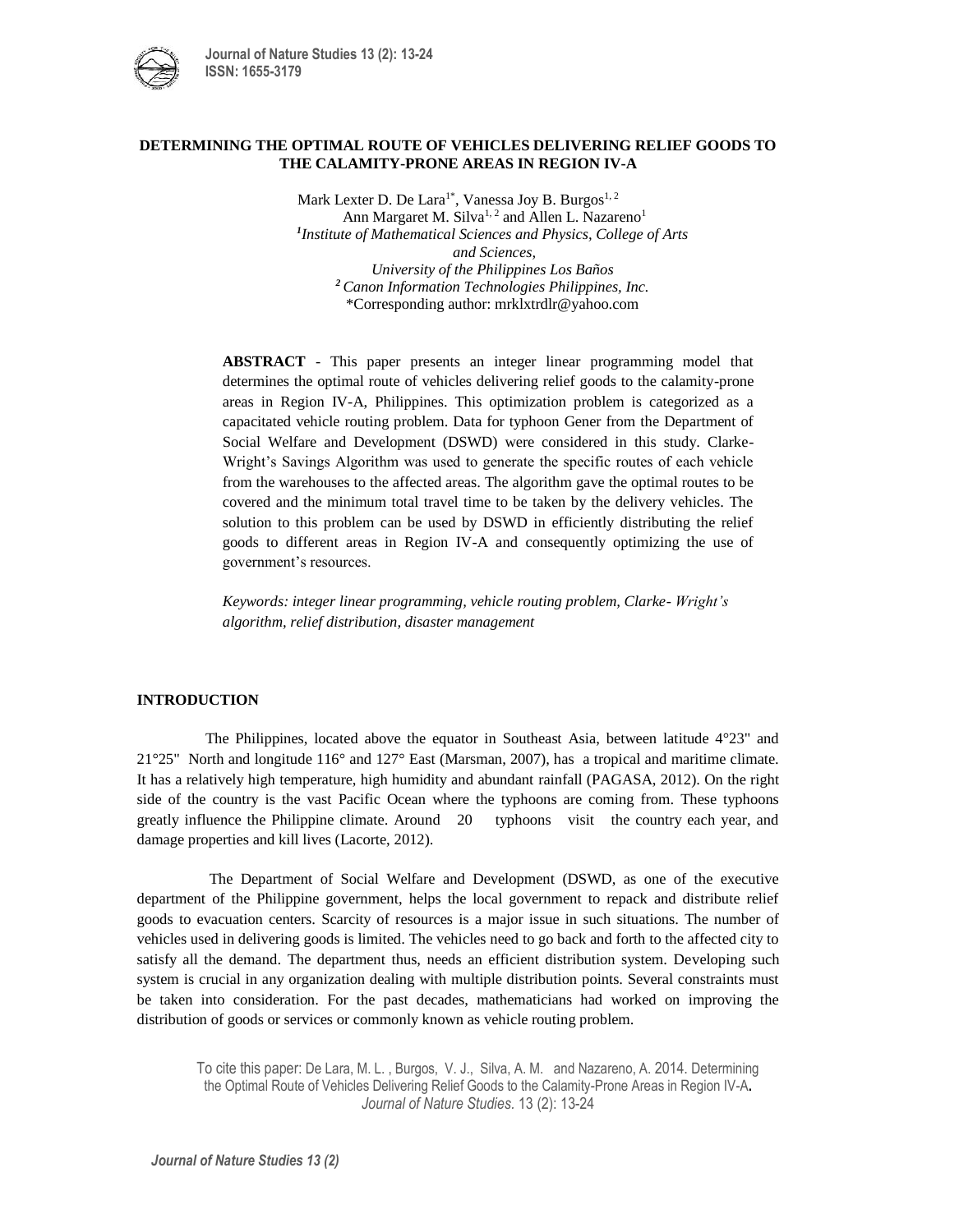# DETERMINING THE OPTIMAL ROUTE OF VEHICLES DELIVERING RELIEF GOODS TO THE CALAMITY-PRONE AREAS IN REGION IV-A

Mark Lexter D. De Lara[1*], Vanessa Joy B. Burgos[1, 2]
Ann Margaret M. Silva[1, 2] and Allen L. Nazareno[1]

[1]*Institute of Mathematical Sciences and Physics, College of Arts and Sciences, University of the Philippines Los Baños*

[2]*Canon Information Technologies Philippines, Inc.*

*Corresponding author: mrklxtrdlr@yahoo.com

**ABSTRACT** - This paper presents an integer linear programming model that determines the optimal route of vehicles delivering relief goods to the calamity-prone areas in Region IV-A, Philippines. This optimization problem is categorized as a capacitated vehicle routing problem. Data for typhoon Gener from the Department of Social Welfare and Development (DSWD) were considered in this study. Clarke-Wright's Savings Algorithm was used to generate the specific routes of each vehicle from the warehouses to the affected areas. The algorithm gave the optimal routes to be covered and the minimum total travel time to be taken by the delivery vehicles. The solution to this problem can be used by DSWD in efficiently distributing the relief goods to different areas in Region IV-A and consequently optimizing the use of government's resources.

*Keywords: integer linear programming, vehicle routing problem, Clarke- Wright's algorithm, relief distribution, disaster management*

## INTRODUCTION

The Philippines, located above the equator in Southeast Asia, between latitude 4°23" and 21°25" North and longitude 116° and 127° East (Marsman, 2007), has a tropical and maritime climate. It has a relatively high temperature, high humidity and abundant rainfall (PAGASA, 2012). On the right side of the country is the vast Pacific Ocean where the typhoons are coming from. These typhoons greatly influence the Philippine climate. Around 20 typhoons visit the country each year, and damage properties and kill lives (Lacorte, 2012).

The Department of Social Welfare and Development (DSWD, as one of the executive department of the Philippine government, helps the local government to repack and distribute relief goods to evacuation centers. Scarcity of resources is a major issue in such situations. The number of vehicles used in delivering goods is limited. The vehicles need to go back and forth to the affected city to satisfy all the demand. The department thus, needs an efficient distribution system. Developing such system is crucial in any organization dealing with multiple distribution points. Several constraints must be taken into consideration. For the past decades, mathematicians had worked on improving the distribution of goods or services or commonly known as vehicle routing problem.

To cite this paper: De Lara, M. L. , Burgos, V. J., Silva, A. M. and Nazareno, A. 2014. Determining the Optimal Route of Vehicles Delivering Relief Goods to the Calamity-Prone Areas in Region IV-A. *Journal of Nature Studies.* 13 (2): 13-24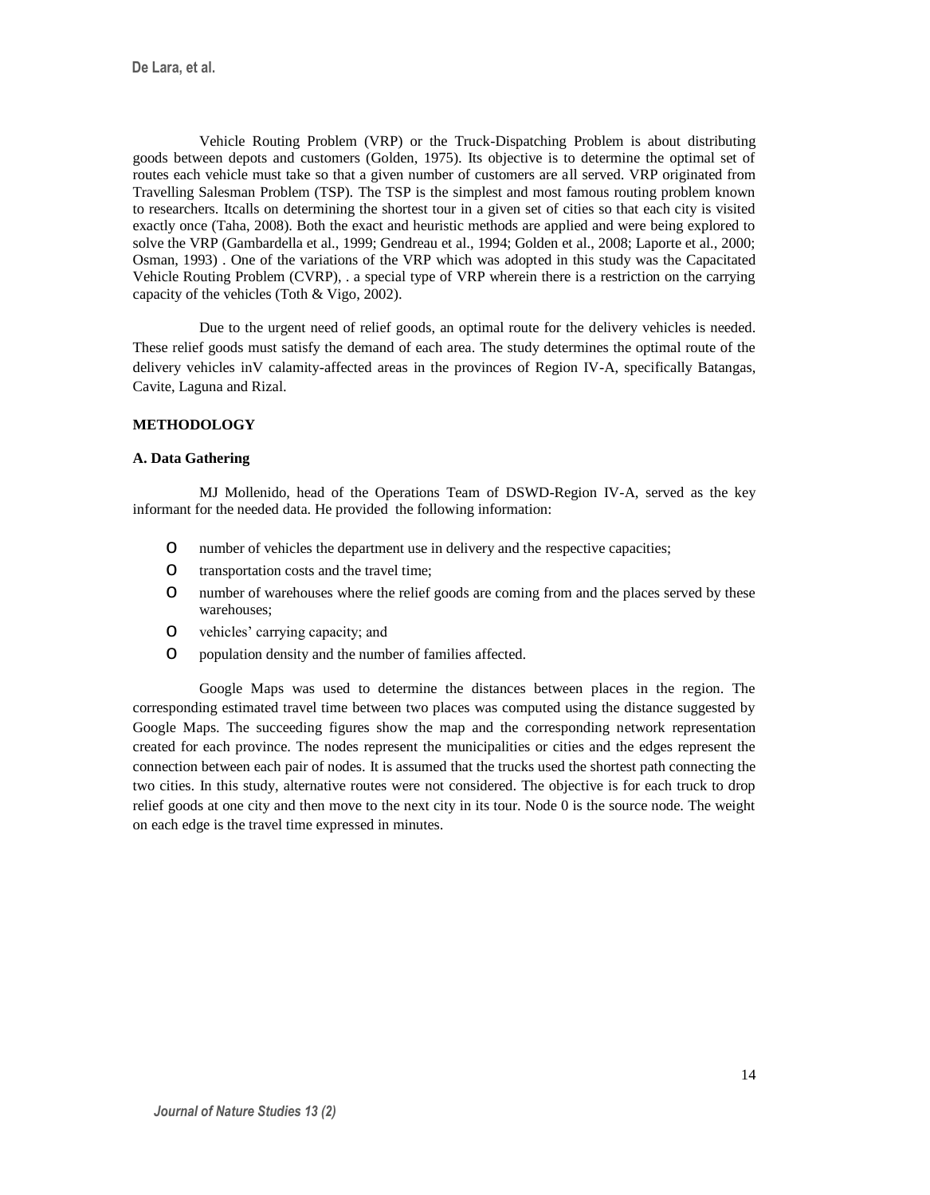Vehicle Routing Problem (VRP) or the Truck-Dispatching Problem is about distributing goods between depots and customers (Golden, 1975). Its objective is to determine the optimal set of routes each vehicle must take so that a given number of customers are all served. VRP originated from Travelling Salesman Problem (TSP). The TSP is the simplest and most famous routing problem known to researchers. Itcalls on determining the shortest tour in a given set of cities so that each city is visited exactly once (Taha, 2008). Both the exact and heuristic methods are applied and were being explored to solve the VRP (Gambardella et al., 1999; Gendreau et al., 1994; Golden et al., 2008; Laporte et al., 2000; Osman, 1993) . One of the variations of the VRP which was adopted in this study was the Capacitated Vehicle Routing Problem (CVRP), . a special type of VRP wherein there is a restriction on the carrying capacity of the vehicles (Toth & Vigo, 2002).

Due to the urgent need of relief goods, an optimal route for the delivery vehicles is needed. These relief goods must satisfy the demand of each area. The study determines the optimal route of the delivery vehicles inV calamity-affected areas in the provinces of Region IV-A, specifically Batangas, Cavite, Laguna and Rizal.

## METHODOLOGY

### A. Data Gathering

MJ Mollenido, head of the Operations Team of DSWD-Region IV-A, served as the key informant for the needed data. He provided the following information:

- number of vehicles the department use in delivery and the respective capacities;
- transportation costs and the travel time;
- number of warehouses where the relief goods are coming from and the places served by these warehouses;
- vehicles' carrying capacity; and
- population density and the number of families affected.

Google Maps was used to determine the distances between places in the region. The corresponding estimated travel time between two places was computed using the distance suggested by Google Maps. The succeeding figures show the map and the corresponding network representation created for each province. The nodes represent the municipalities or cities and the edges represent the connection between each pair of nodes. It is assumed that the trucks used the shortest path connecting the two cities. In this study, alternative routes were not considered. The objective is for each truck to drop relief goods at one city and then move to the next city in its tour. Node 0 is the source node. The weight on each edge is the travel time expressed in minutes.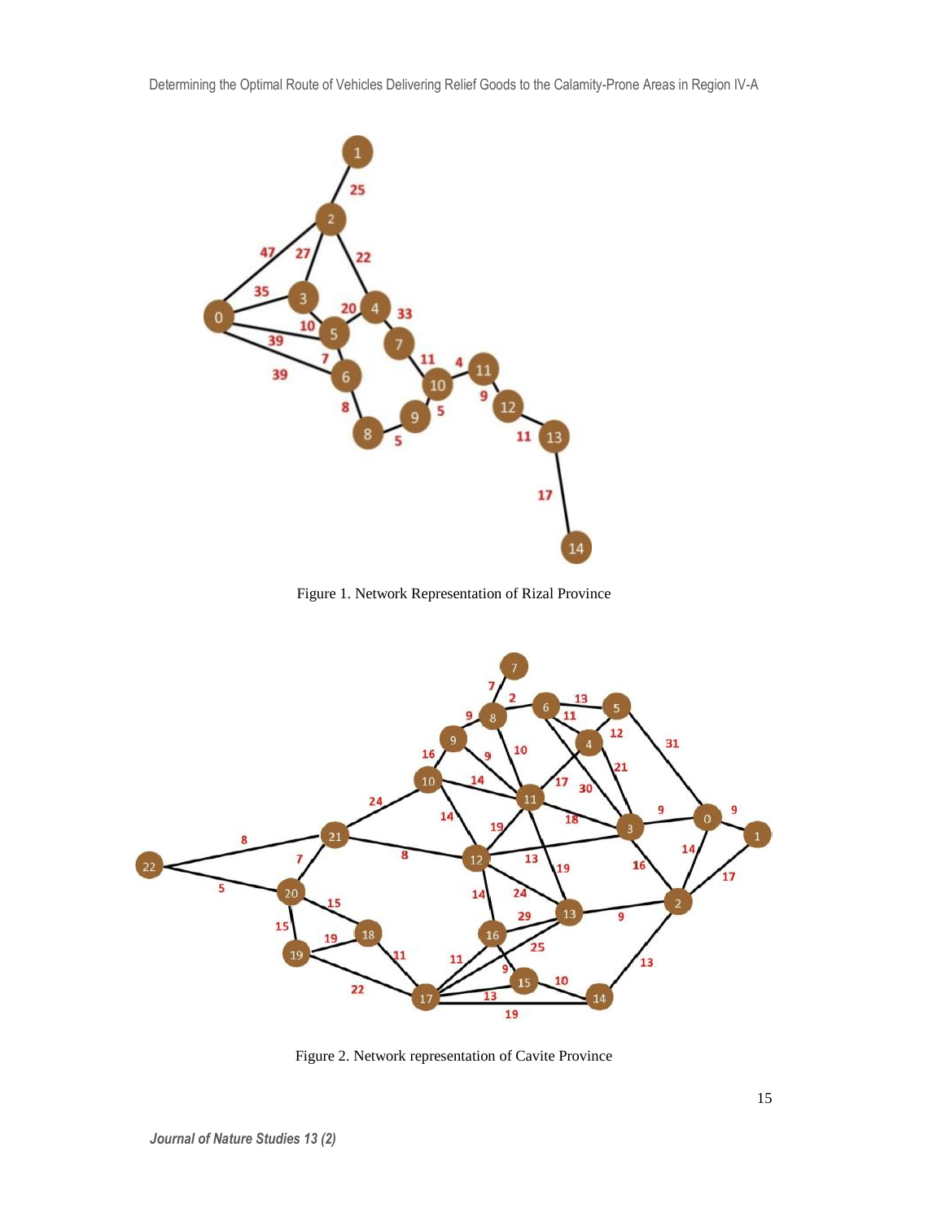Figure 1. Network Representation of Rizal Province

Figure 2. Network representation of Cavite Province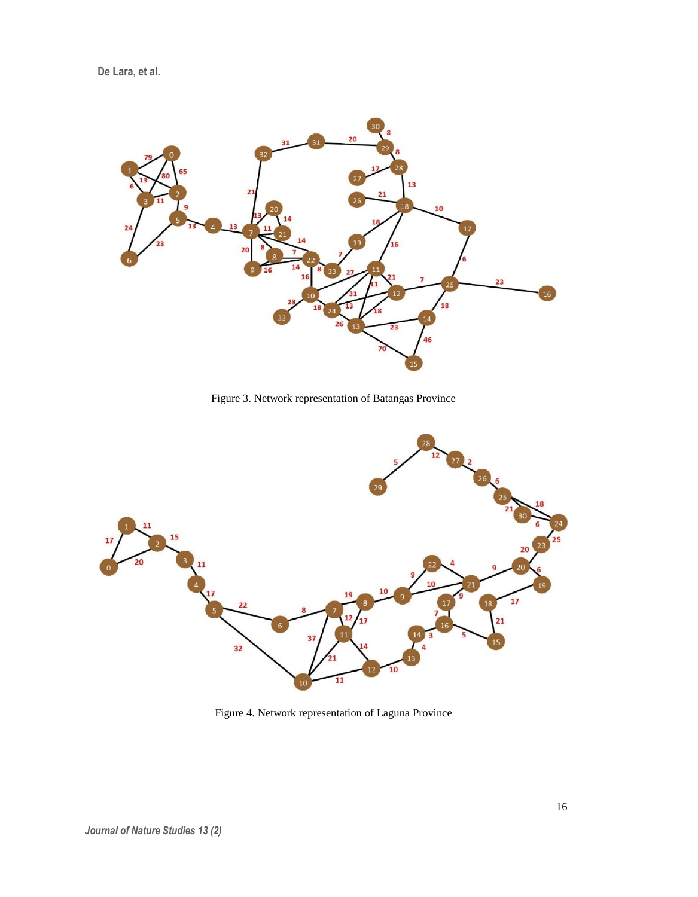Figure 3. Network representation of Batangas Province

Figure 4. Network representation of Laguna Province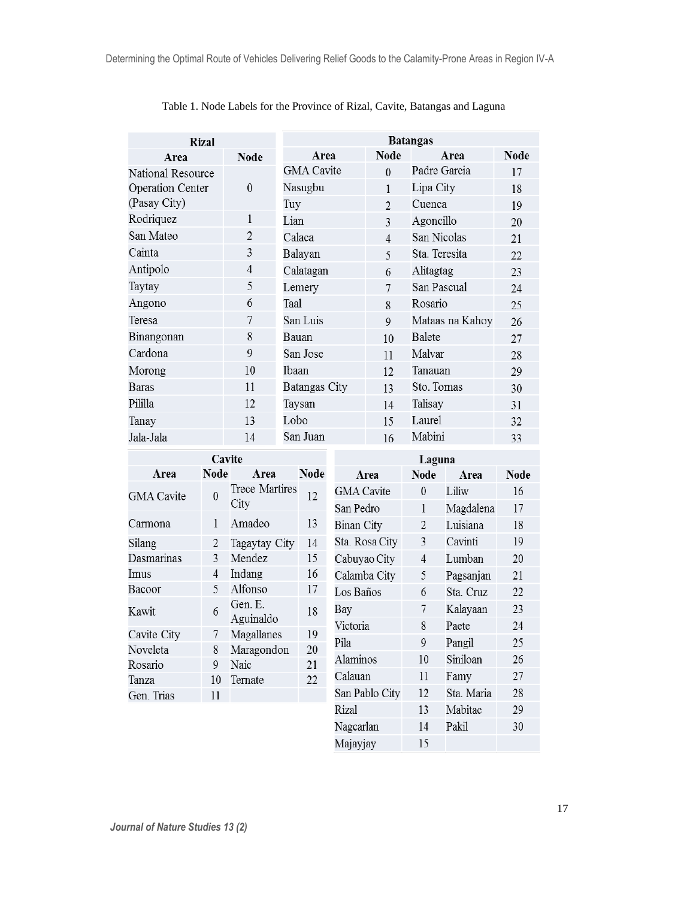Table 1. Node Labels for the Province of Rizal, Cavite, Batangas and Laguna

| Rizal | |
|---|---|
| **Area** | **Node** |
| National Resource Operation Center (Pasay City) | 0 |
| Rodriquez | 1 |
| San Mateo | 2 |
| Cainta | 3 |
| Antipolo | 4 |
| Taytay | 5 |
| Angono | 6 |
| Teresa | 7 |
| Binangonan | 8 |
| Cardona | 9 |
| Morong | 10 |
| Baras | 11 |
| Pililla | 12 |
| Tanay | 13 |
| Jala-Jala | 14 |

| Batangas | | | |
|---|---|---|---|
| **Area** | **Node** | **Area** | **Node** |
| GMA Cavite | 0 | Padre Garcia | 17 |
| Nasugbu | 1 | Lipa City | 18 |
| Tuy | 2 | Cuenca | 19 |
| Lian | 3 | Agoncillo | 20 |
| Calaca | 4 | San Nicolas | 21 |
| Balayan | 5 | Sta. Teresita | 22 |
| Calatagan | 6 | Alitagtag | 23 |
| Lemery | 7 | San Pascual | 24 |
| Taal | 8 | Rosario | 25 |
| San Luis | 9 | Mataas na Kahoy | 26 |
| Bauan | 10 | Balete | 27 |
| San Jose | 11 | Malvar | 28 |
| Ibaan | 12 | Tanauan | 29 |
| Batangas City | 13 | Sto. Tomas | 30 |
| Taysan | 14 | Talisay | 31 |
| Lobo | 15 | Laurel | 32 |
| San Juan | 16 | Mabini | 33 |

| Cavite | | | |
|---|---|---|---|
| **Area** | **Node** | **Area** | **Node** |
| GMA Cavite | 0 | Trece Martires City | 12 |
| Carmona | 1 | Amadeo | 13 |
| Silang | 2 | Tagaytay City | 14 |
| Dasmarinas | 3 | Mendez | 15 |
| Imus | 4 | Indang | 16 |
| Bacoor | 5 | Alfonso | 17 |
| Kawit | 6 | Gen. E. Aguinaldo | 18 |
| Cavite City | 7 | Magallanes | 19 |
| Noveleta | 8 | Maragondon | 20 |
| Rosario | 9 | Naic | 21 |
| Tanza | 10 | Ternate | 22 |
| Gen. Trias | 11 | | |

| Laguna | | | |
|---|---|---|---|
| **Area** | **Node** | **Area** | **Node** |
| GMA Cavite | 0 | Liliw | 16 |
| San Pedro | 1 | Magdalena | 17 |
| Binan City | 2 | Luisiana | 18 |
| Sta. Rosa City | 3 | Cavinti | 19 |
| Cabuyao City | 4 | Lumban | 20 |
| Calamba City | 5 | Pagsanjan | 21 |
| Los Baños | 6 | Sta. Cruz | 22 |
| Bay | 7 | Kalayaan | 23 |
| Victoria | 8 | Paete | 24 |
| Pila | 9 | Pangil | 25 |
| Alaminos | 10 | Siniloan | 26 |
| Calauan | 11 | Famy | 27 |
| San Pablo City | 12 | Sta. Maria | 28 |
| Rizal | 13 | Mabitac | 29 |
| Nagcarlan | 14 | Pakil | 30 |
| Majayjay | 15 | | |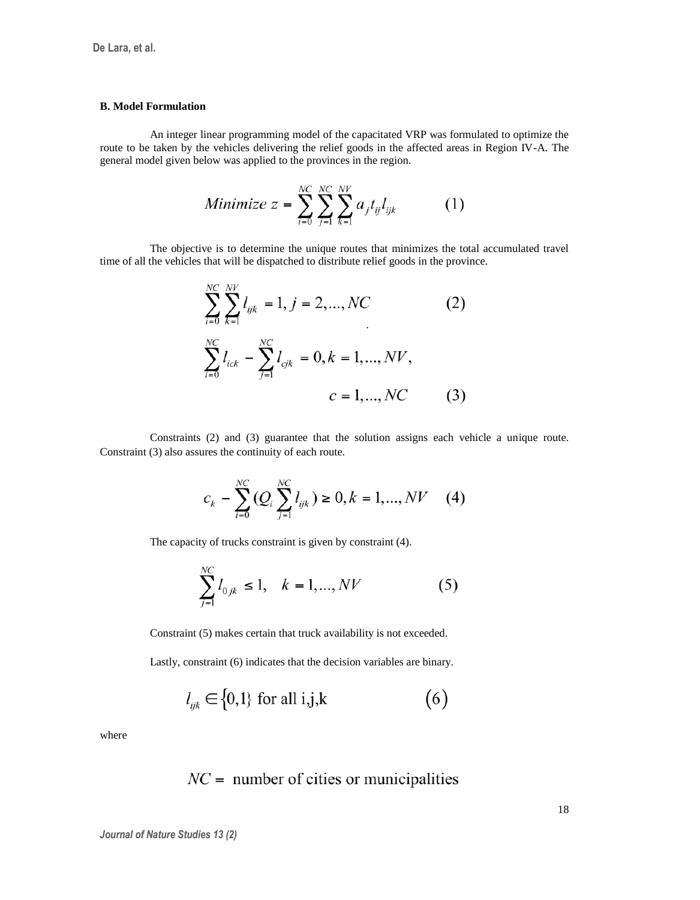### B. Model Formulation

An integer linear programming model of the capacitated VRP was formulated to optimize the route to be taken by the vehicles delivering the relief goods in the affected areas in Region IV-A. The general model given below was applied to the provinces in the region.

$$Minimize\ z = \sum_{i=0}^{NC} \sum_{j=1}^{NC} \sum_{k=1}^{NV} a_j t_{ij} l_{ijk} \qquad (1)$$

The objective is to determine the unique routes that minimizes the total accumulated travel time of all the vehicles that will be dispatched to distribute relief goods in the province.

$$\sum_{i=0}^{NC} \sum_{k=1}^{NV} l_{ijk} = 1, j = 2, ..., NC \qquad (2)$$

$$\sum_{i=0}^{NC} l_{ick} - \sum_{j=1}^{NC} l_{cjk} = 0, k = 1, ..., NV, \quad c = 1, ..., NC \qquad (3)$$

Constraints (2) and (3) guarantee that the solution assigns each vehicle a unique route. Constraint (3) also assures the continuity of each route.

$$c_k - \sum_{i=0}^{NC} (Q_i \sum_{j=1}^{NC} l_{ijk}) \geq 0, k = 1, ..., NV \qquad (4)$$

The capacity of trucks constraint is given by constraint (4).

$$\sum_{j=1}^{NC} l_{0jk} \leq 1, \quad k = 1, ..., NV \qquad (5)$$

Constraint (5) makes certain that truck availability is not exceeded.

Lastly, constraint (6) indicates that the decision variables are binary.

$$l_{ijk} \in \{0,1\} \text{ for all i,j,k} \qquad (6)$$

where

$NC =$ number of cities or municipalities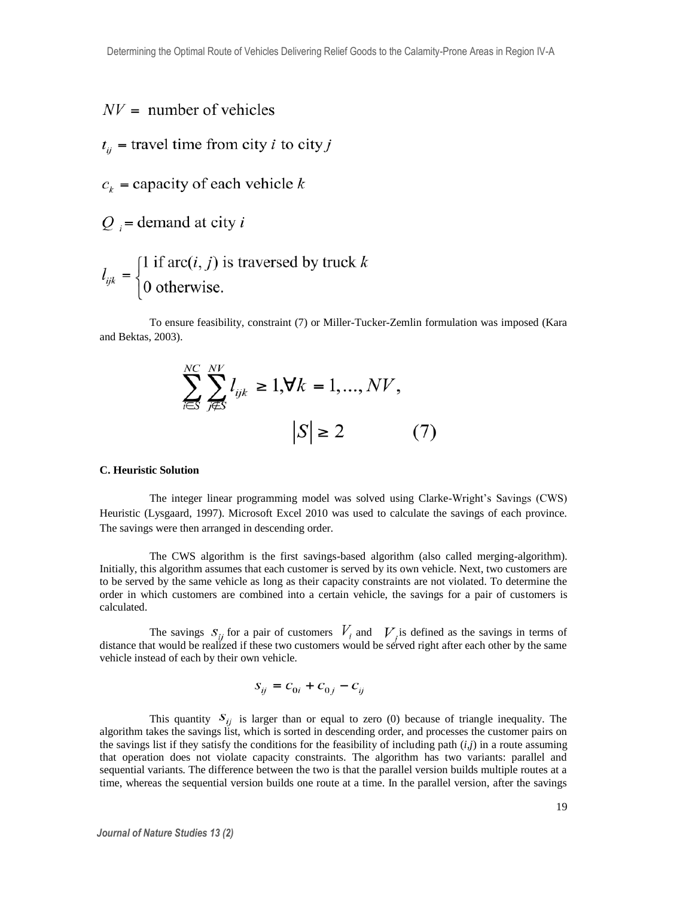$NV =$ number of vehicles

$t_{ij} =$ travel time from city $i$ to city $j$

$c_k =$ capacity of each vehicle $k$

$Q_i =$ demand at city $i$

$$l_{ijk} = \begin{cases} 1 \text{ if arc}(i, j) \text{ is traversed by truck } k \\ 0 \text{ otherwise.} \end{cases}$$

To ensure feasibility, constraint (7) or Miller-Tucker-Zemlin formulation was imposed (Kara and Bektas, 2003).

$$\sum_{i \in S}^{NC} \sum_{j \notin S}^{NV} l_{ijk} \geq 1, \forall k = 1, \ldots, NV, \quad |S| \geq 2 \qquad (7)$$

**C. Heuristic Solution**

The integer linear programming model was solved using Clarke-Wright's Savings (CWS) Heuristic (Lysgaard, 1997). Microsoft Excel 2010 was used to calculate the savings of each province. The savings were then arranged in descending order.

The CWS algorithm is the first savings-based algorithm (also called merging-algorithm). Initially, this algorithm assumes that each customer is served by its own vehicle. Next, two customers are to be served by the same vehicle as long as their capacity constraints are not violated. To determine the order in which customers are combined into a certain vehicle, the savings for a pair of customers is calculated.

The savings $s_{ij}$ for a pair of customers $V_i$ and $V_j$ is defined as the savings in terms of distance that would be realized if these two customers would be served right after each other by the same vehicle instead of each by their own vehicle.

$$s_{ij} = c_{0i} + c_{0j} - c_{ij}$$

This quantity $s_{ij}$ is larger than or equal to zero (0) because of triangle inequality. The algorithm takes the savings list, which is sorted in descending order, and processes the customer pairs on the savings list if they satisfy the conditions for the feasibility of including path $(i,j)$ in a route assuming that operation does not violate capacity constraints. The algorithm has two variants: parallel and sequential variants. The difference between the two is that the parallel version builds multiple routes at a time, whereas the sequential version builds one route at a time. In the parallel version, after the savings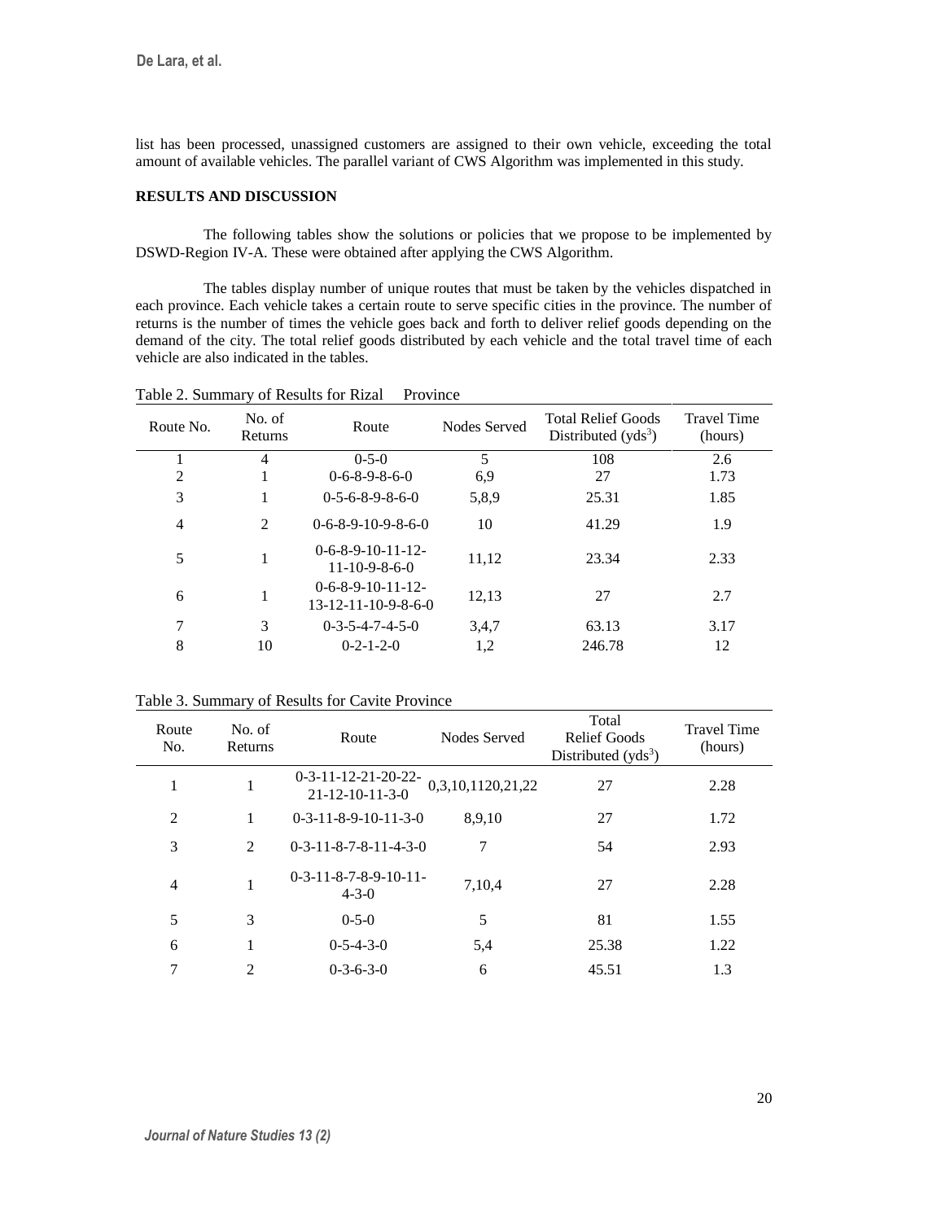list has been processed, unassigned customers are assigned to their own vehicle, exceeding the total amount of available vehicles. The parallel variant of CWS Algorithm was implemented in this study.

## RESULTS AND DISCUSSION

The following tables show the solutions or policies that we propose to be implemented by DSWD-Region IV-A. These were obtained after applying the CWS Algorithm.

The tables display number of unique routes that must be taken by the vehicles dispatched in each province. Each vehicle takes a certain route to serve specific cities in the province. The number of returns is the number of times the vehicle goes back and forth to deliver relief goods depending on the demand of the city. The total relief goods distributed by each vehicle and the total travel time of each vehicle are also indicated in the tables.

Table 2. Summary of Results for Rizal Province

| Route No. | No. of Returns | Route | Nodes Served | Total Relief Goods Distributed ($yds^3$) | Travel Time (hours) |
|---|---|---|---|---|---|
| 1 | 4 | 0-5-0 | 5 | 108 | 2.6 |
| 2 | 1 | 0-6-8-9-8-6-0 | 6,9 | 27 | 1.73 |
| 3 | 1 | 0-5-6-8-9-8-6-0 | 5,8,9 | 25.31 | 1.85 |
| 4 | 2 | 0-6-8-9-10-9-8-6-0 | 10 | 41.29 | 1.9 |
| 5 | 1 | 0-6-8-9-10-11-12-11-10-9-8-6-0 | 11,12 | 23.34 | 2.33 |
| 6 | 1 | 0-6-8-9-10-11-12-13-12-11-10-9-8-6-0 | 12,13 | 27 | 2.7 |
| 7 | 3 | 0-3-5-4-7-4-5-0 | 3,4,7 | 63.13 | 3.17 |
| 8 | 10 | 0-2-1-2-0 | 1,2 | 246.78 | 12 |

Table 3. Summary of Results for Cavite Province

| Route No. | No. of Returns | Route | Nodes Served | Total Relief Goods Distributed ($yds^3$) | Travel Time (hours) |
|---|---|---|---|---|---|
| 1 | 1 | 0-3-11-12-21-20-22-21-12-10-11-3-0 | 0,3,10,1120,21,22 | 27 | 2.28 |
| 2 | 1 | 0-3-11-8-9-10-11-3-0 | 8,9,10 | 27 | 1.72 |
| 3 | 2 | 0-3-11-8-7-8-11-4-3-0 | 7 | 54 | 2.93 |
| 4 | 1 | 0-3-11-8-7-8-9-10-11-4-3-0 | 7,10,4 | 27 | 2.28 |
| 5 | 3 | 0-5-0 | 5 | 81 | 1.55 |
| 6 | 1 | 0-5-4-3-0 | 5,4 | 25.38 | 1.22 |
| 7 | 2 | 0-3-6-3-0 | 6 | 45.51 | 1.3 |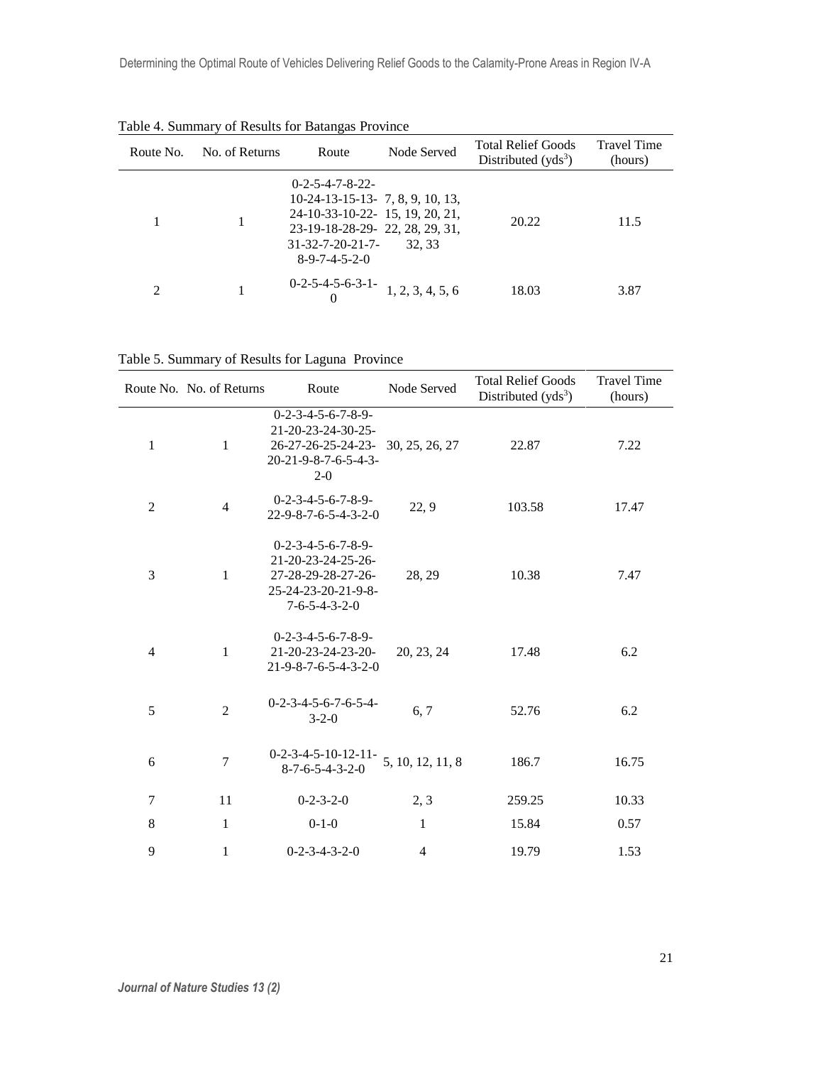Table 4. Summary of Results for Batangas Province

| Route No. | No. of Returns | Route | Node Served | Total Relief Goods Distributed ($yds^3$) | Travel Time (hours) |
|---|---|---|---|---|---|
| 1 | 1 | 0-2-5-4-7-8-22-10-24-13-15-13-24-10-33-10-22-23-19-18-28-29-31-32-7-20-21-7-8-9-7-4-5-2-0 | 7, 8, 9, 10, 13, 15, 19, 20, 21, 22, 28, 29, 31, 32, 33 | 20.22 | 11.5 |
| 2 | 1 | 0-2-5-4-5-6-3-1-0 | 1, 2, 3, 4, 5, 6 | 18.03 | 3.87 |

Table 5. Summary of Results for Laguna Province

| Route No. | No. of Returns | Route | Node Served | Total Relief Goods Distributed ($yds^3$) | Travel Time (hours) |
|---|---|---|---|---|---|
| 1 | 1 | 0-2-3-4-5-6-7-8-9-21-20-23-24-30-25-26-27-26-25-24-23-20-21-9-8-7-6-5-4-3-2-0 | 30, 25, 26, 27 | 22.87 | 7.22 |
| 2 | 4 | 0-2-3-4-5-6-7-8-9-22-9-8-7-6-5-4-3-2-0 | 22, 9 | 103.58 | 17.47 |
| 3 | 1 | 0-2-3-4-5-6-7-8-9-21-20-23-24-25-26-27-28-29-28-27-26-25-24-23-20-21-9-8-7-6-5-4-3-2-0 | 28, 29 | 10.38 | 7.47 |
| 4 | 1 | 0-2-3-4-5-6-7-8-9-21-20-23-24-23-20-21-9-8-7-6-5-4-3-2-0 | 20, 23, 24 | 17.48 | 6.2 |
| 5 | 2 | 0-2-3-4-5-6-7-6-5-4-3-2-0 | 6, 7 | 52.76 | 6.2 |
| 6 | 7 | 0-2-3-4-5-10-12-11-8-7-6-5-4-3-2-0 | 5, 10, 12, 11, 8 | 186.7 | 16.75 |
| 7 | 11 | 0-2-3-2-0 | 2, 3 | 259.25 | 10.33 |
| 8 | 1 | 0-1-0 | 1 | 15.84 | 0.57 |
| 9 | 1 | 0-2-3-4-3-2-0 | 4 | 19.79 | 1.53 |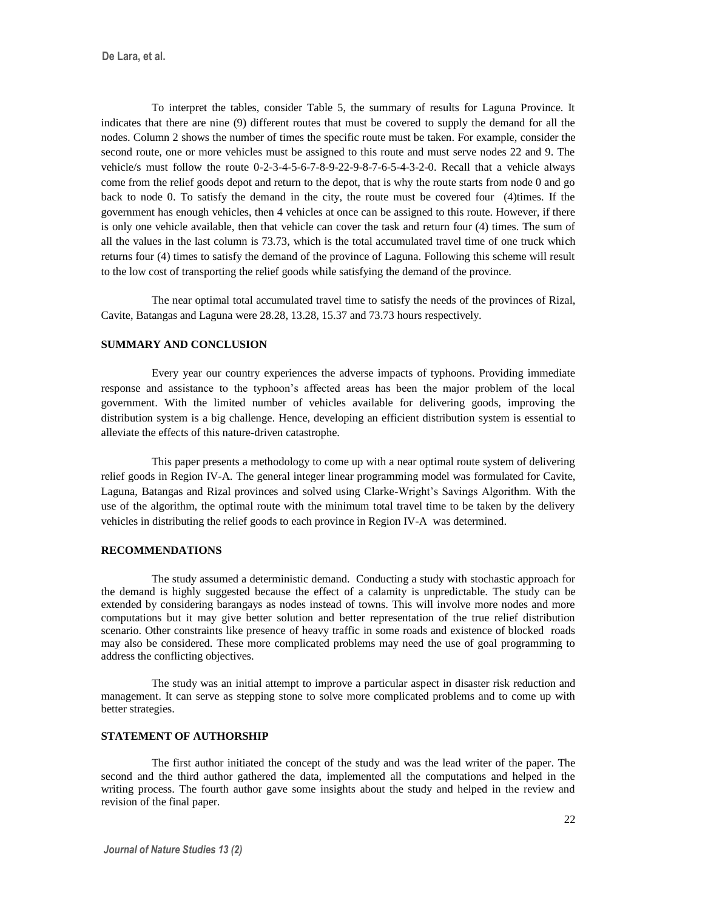To interpret the tables, consider Table 5, the summary of results for Laguna Province. It indicates that there are nine (9) different routes that must be covered to supply the demand for all the nodes. Column 2 shows the number of times the specific route must be taken. For example, consider the second route, one or more vehicles must be assigned to this route and must serve nodes 22 and 9. The vehicle/s must follow the route 0-2-3-4-5-6-7-8-9-22-9-8-7-6-5-4-3-2-0. Recall that a vehicle always come from the relief goods depot and return to the depot, that is why the route starts from node 0 and go back to node 0. To satisfy the demand in the city, the route must be covered four (4)times. If the government has enough vehicles, then 4 vehicles at once can be assigned to this route. However, if there is only one vehicle available, then that vehicle can cover the task and return four (4) times. The sum of all the values in the last column is 73.73, which is the total accumulated travel time of one truck which returns four (4) times to satisfy the demand of the province of Laguna. Following this scheme will result to the low cost of transporting the relief goods while satisfying the demand of the province.

The near optimal total accumulated travel time to satisfy the needs of the provinces of Rizal, Cavite, Batangas and Laguna were 28.28, 13.28, 15.37 and 73.73 hours respectively.

## SUMMARY AND CONCLUSION

Every year our country experiences the adverse impacts of typhoons. Providing immediate response and assistance to the typhoon's affected areas has been the major problem of the local government. With the limited number of vehicles available for delivering goods, improving the distribution system is a big challenge. Hence, developing an efficient distribution system is essential to alleviate the effects of this nature-driven catastrophe.

This paper presents a methodology to come up with a near optimal route system of delivering relief goods in Region IV-A. The general integer linear programming model was formulated for Cavite, Laguna, Batangas and Rizal provinces and solved using Clarke-Wright's Savings Algorithm. With the use of the algorithm, the optimal route with the minimum total travel time to be taken by the delivery vehicles in distributing the relief goods to each province in Region IV-A was determined.

## RECOMMENDATIONS

The study assumed a deterministic demand. Conducting a study with stochastic approach for the demand is highly suggested because the effect of a calamity is unpredictable. The study can be extended by considering barangays as nodes instead of towns. This will involve more nodes and more computations but it may give better solution and better representation of the true relief distribution scenario. Other constraints like presence of heavy traffic in some roads and existence of blocked roads may also be considered. These more complicated problems may need the use of goal programming to address the conflicting objectives.

The study was an initial attempt to improve a particular aspect in disaster risk reduction and management. It can serve as stepping stone to solve more complicated problems and to come up with better strategies.

## STATEMENT OF AUTHORSHIP

The first author initiated the concept of the study and was the lead writer of the paper. The second and the third author gathered the data, implemented all the computations and helped in the writing process. The fourth author gave some insights about the study and helped in the review and revision of the final paper.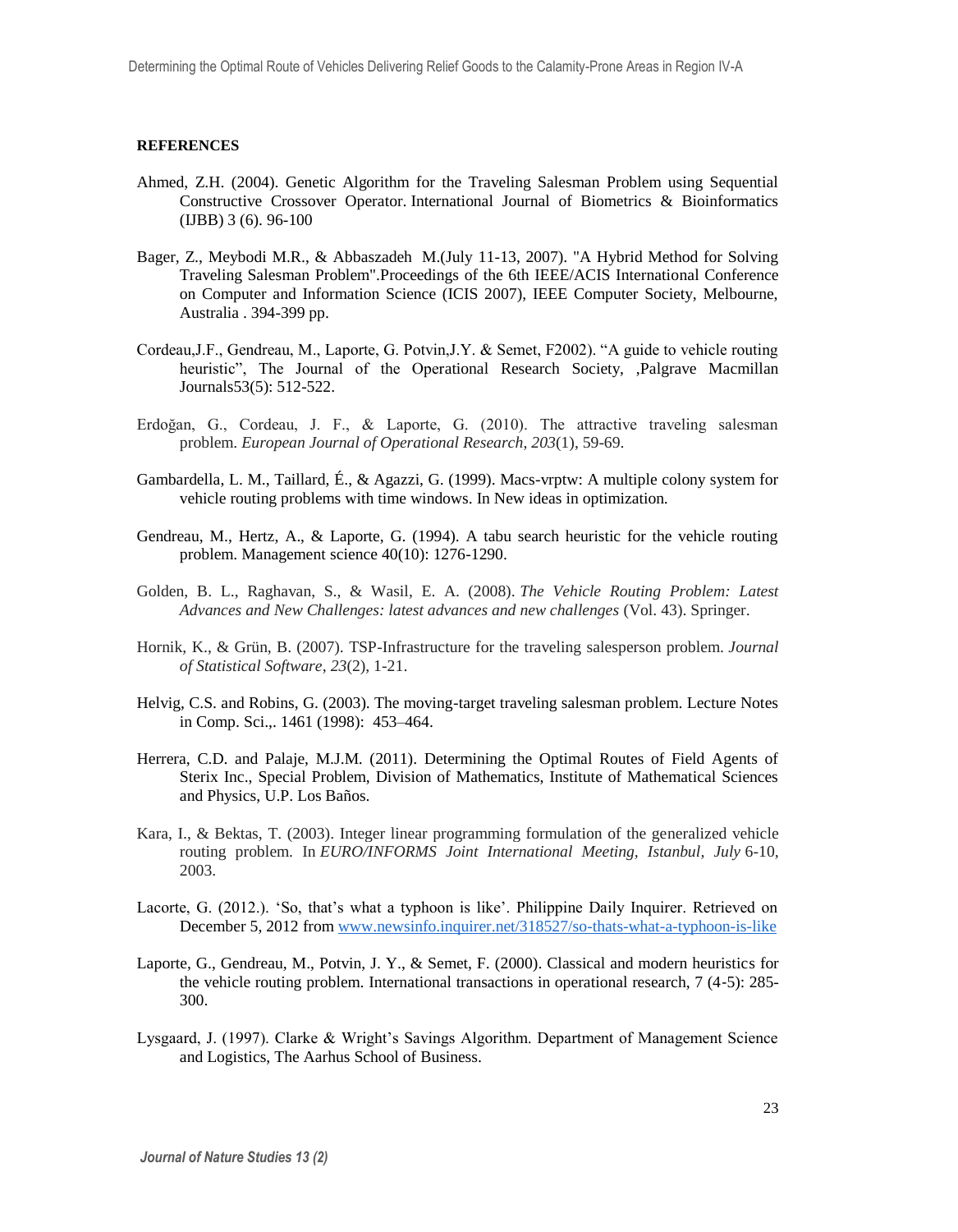**REFERENCES**

Ahmed, Z.H. (2004). Genetic Algorithm for the Traveling Salesman Problem using Sequential Constructive Crossover Operator. International Journal of Biometrics & Bioinformatics (IJBB) 3 (6). 96-100

Bager, Z., Meybodi M.R., & Abbaszadeh M.(July 11-13, 2007). "A Hybrid Method for Solving Traveling Salesman Problem".Proceedings of the 6th IEEE/ACIS International Conference on Computer and Information Science (ICIS 2007), IEEE Computer Society, Melbourne, Australia . 394-399 pp.

Cordeau,J.F., Gendreau, M., Laporte, G. Potvin,J.Y. & Semet, F2002). "A guide to vehicle routing heuristic", The Journal of the Operational Research Society, ,Palgrave Macmillan Journals53(5): 512-522.

Erdoğan, G., Cordeau, J. F., & Laporte, G. (2010). The attractive traveling salesman problem. *European Journal of Operational Research*, *203*(1), 59-69.

Gambardella, L. M., Taillard, É., & Agazzi, G. (1999). Macs-vrptw: A multiple colony system for vehicle routing problems with time windows. In New ideas in optimization.

Gendreau, M., Hertz, A., & Laporte, G. (1994). A tabu search heuristic for the vehicle routing problem. Management science 40(10): 1276-1290.

Golden, B. L., Raghavan, S., & Wasil, E. A. (2008). *The Vehicle Routing Problem: Latest Advances and New Challenges: latest advances and new challenges* (Vol. 43). Springer.

Hornik, K., & Grün, B. (2007). TSP-Infrastructure for the traveling salesperson problem. *Journal of Statistical Software*, *23*(2), 1-21.

Helvig, C.S. and Robins, G. (2003). The moving-target traveling salesman problem. Lecture Notes in Comp. Sci.,. 1461 (1998): 453–464.

Herrera, C.D. and Palaje, M.J.M. (2011). Determining the Optimal Routes of Field Agents of Sterix Inc., Special Problem, Division of Mathematics, Institute of Mathematical Sciences and Physics, U.P. Los Baños.

Kara, I., & Bektas, T. (2003). Integer linear programming formulation of the generalized vehicle routing problem. In *EURO/INFORMS Joint International Meeting, Istanbul, July* 6-10, 2003.

Lacorte, G. (2012.). 'So, that's what a typhoon is like'. Philippine Daily Inquirer. Retrieved on December 5, 2012 from [www.newsinfo.inquirer.net/318527/so-thats-what-a-typhoon-is-like](www.newsinfo.inquirer.net/318527/so-thats-what-a-typhoon-is-like)

Laporte, G., Gendreau, M., Potvin, J. Y., & Semet, F. (2000). Classical and modern heuristics for the vehicle routing problem. International transactions in operational research, 7 (4‐5): 285-300.

Lysgaard, J. (1997). Clarke & Wright's Savings Algorithm. Department of Management Science and Logistics, The Aarhus School of Business.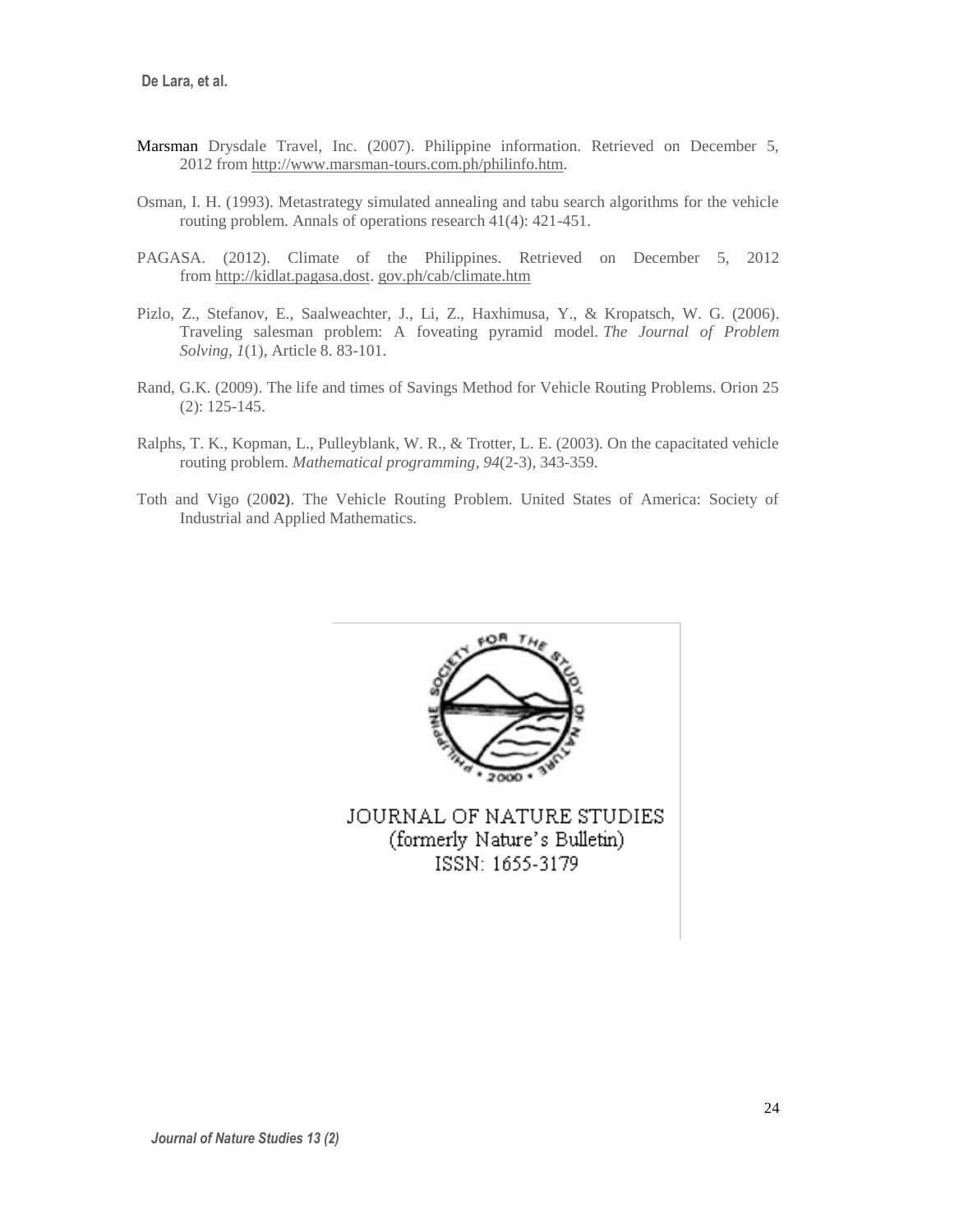Marsman Drysdale Travel, Inc. (2007). Philippine information. Retrieved on December 5, 2012 from http://www.marsman-tours.com.ph/philinfo.htm.

Osman, I. H. (1993). Metastrategy simulated annealing and tabu search algorithms for the vehicle routing problem. Annals of operations research 41(4): 421-451.

PAGASA. (2012). Climate of the Philippines. Retrieved on December 5, 2012 from http://kidlat.pagasa.dost. gov.ph/cab/climate.htm

Pizlo, Z., Stefanov, E., Saalweachter, J., Li, Z., Haxhimusa, Y., & Kropatsch, W. G. (2006). Traveling salesman problem: A foveating pyramid model. *The Journal of Problem Solving*, *1*(1), Article 8. 83-101.

Rand, G.K. (2009). The life and times of Savings Method for Vehicle Routing Problems. Orion 25 (2): 125-145.

Ralphs, T. K., Kopman, L., Pulleyblank, W. R., & Trotter, L. E. (2003). On the capacitated vehicle routing problem. *Mathematical programming*, *94*(2-3), 343-359.

Toth and Vigo (20**02)**. The Vehicle Routing Problem. United States of America: Society of Industrial and Applied Mathematics.

PHILIPPINE SOCIETY FOR THE STUDY OF NATURE • 2000 •

JOURNAL OF NATURE STUDIES
(formerly Nature's Bulletin)
ISSN: 1655-3179